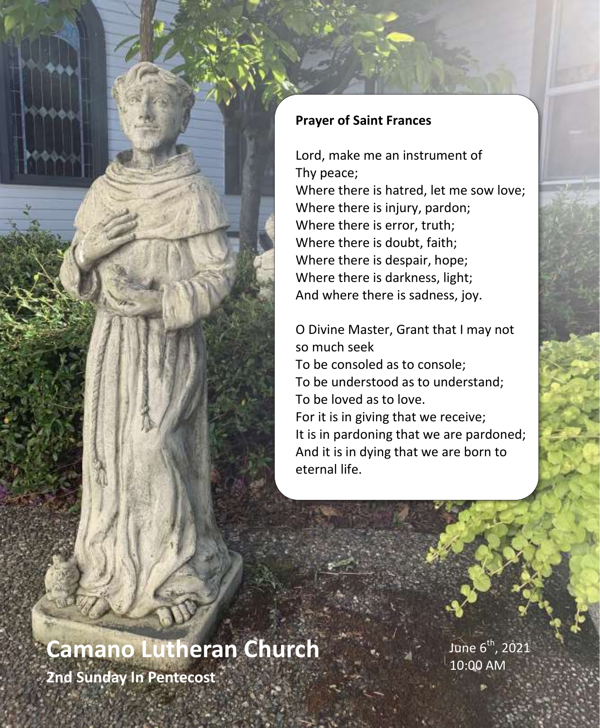**Prayer of Saint Frances**

Lord, make me an instrument of Thy peace;
Where there is hatred, let me sow love;
Where there is injury, pardon;
Where there is error, truth;
Where there is doubt, faith;
Where there is despair, hope;
Where there is darkness, light;
And where there is sadness, joy.

O Divine Master, Grant that I may not so much seek
To be consoled as to console;
To be understood as to understand;
To be loved as to love.
For it is in giving that we receive;
It is in pardoning that we are pardoned;
And it is in dying that we are born to eternal life.

# Camano Lutheran Church

**2nd Sunday In Pentecost**

June 6th, 2021
10:00 AM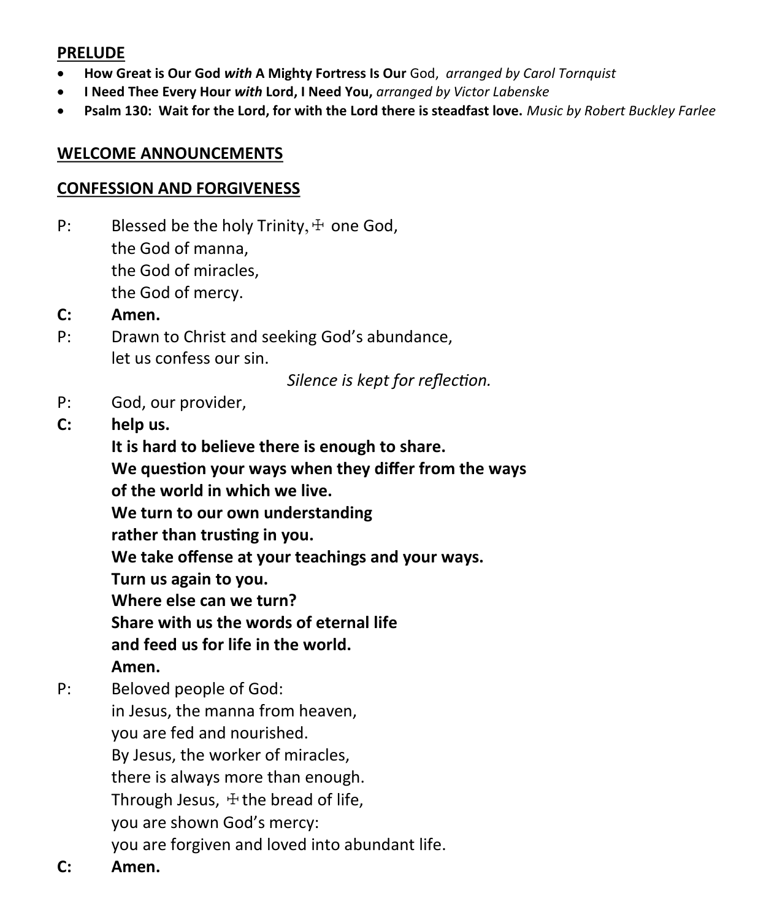## PRELUDE

- **How Great is Our God *with* A Mighty Fortress Is Our** God, *arranged by Carol Tornquist*
- **I Need Thee Every Hour *with* Lord, I Need You,** *arranged by Victor Labenske*
- **Psalm 130: Wait for the Lord, for with the Lord there is steadfast love.** *Music by Robert Buckley Farlee*

## WELCOME ANNOUNCEMENTS

## CONFESSION AND FORGIVENESS

P: Blessed be the holy Trinity, ☩ one God,
the God of manna,
the God of miracles,
the God of mercy.

**C: Amen.**

P: Drawn to Christ and seeking God's abundance,
let us confess our sin.

*Silence is kept for reflection.*

P: God, our provider,

**C: help us.**
**It is hard to believe there is enough to share.**
**We question your ways when they differ from the ways**
**of the world in which we live.**
**We turn to our own understanding**
**rather than trusting in you.**
**We take offense at your teachings and your ways.**
**Turn us again to you.**
**Where else can we turn?**
**Share with us the words of eternal life**
**and feed us for life in the world.**
**Amen.**

P: Beloved people of God:
in Jesus, the manna from heaven,
you are fed and nourished.
By Jesus, the worker of miracles,
there is always more than enough.
Through Jesus, ☩ the bread of life,
you are shown God's mercy:
you are forgiven and loved into abundant life.

**C: Amen.**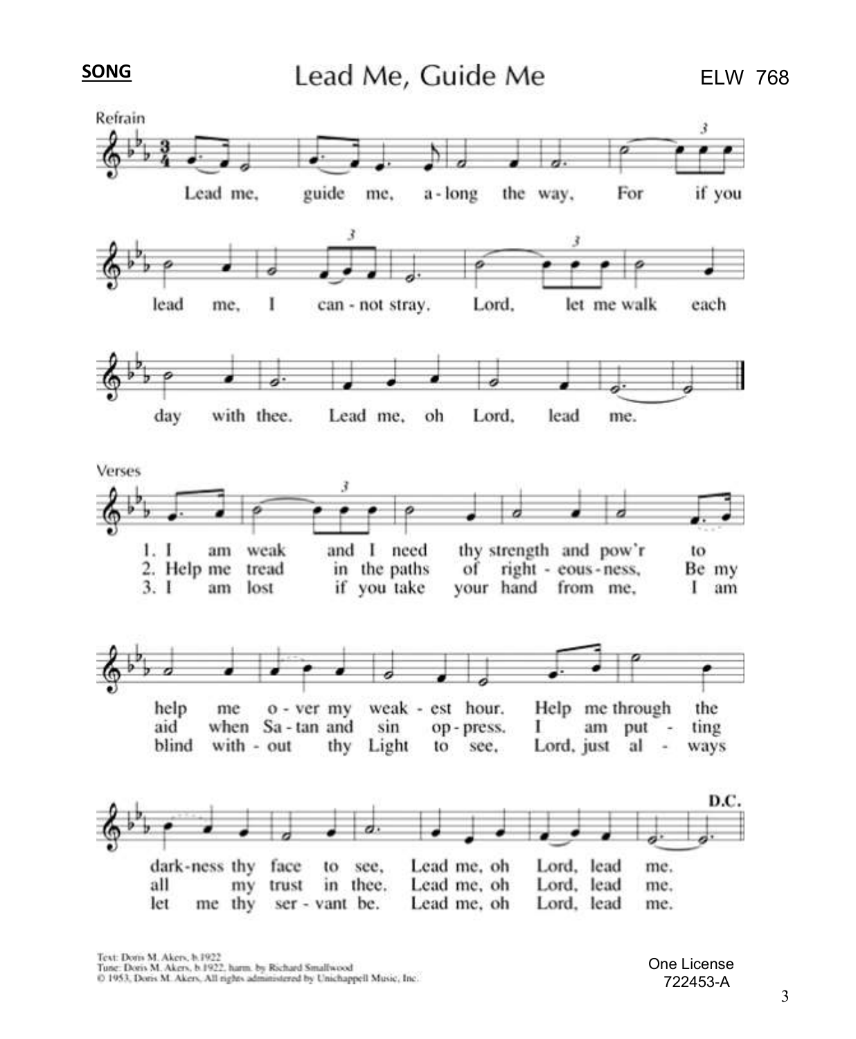**SONG**

# Lead Me, Guide Me

ELW 768

Refrain

Lead me, guide me, a-long the way, For if you lead me, I can-not stray. Lord, let me walk each day with thee. Lead me, oh Lord, lead me.

Verses

1. I am weak and I need thy strength and pow'r to help me o-ver my weak-est hour. Help me through the dark-ness thy face to see, Lead me, oh Lord, lead me.
2. Help me tread in the paths of right-eous-ness, Be my aid when Sa-tan and sin op-press. I am put-ting all my trust in thee. Lead me, oh Lord, lead me.
3. I am lost if you take your hand from me, I am blind with-out thy Light to see, Lord, just al-ways let me thy ser-vant be. Lead me, oh Lord, lead me.

D.C.

Text: Doris M. Akers, b.1922
Tune: Doris M. Akers, b.1922, harm. by Richard Smallwood
© 1953, Doris M. Akers, All rights administered by Unichappell Music, Inc.

One License 722453-A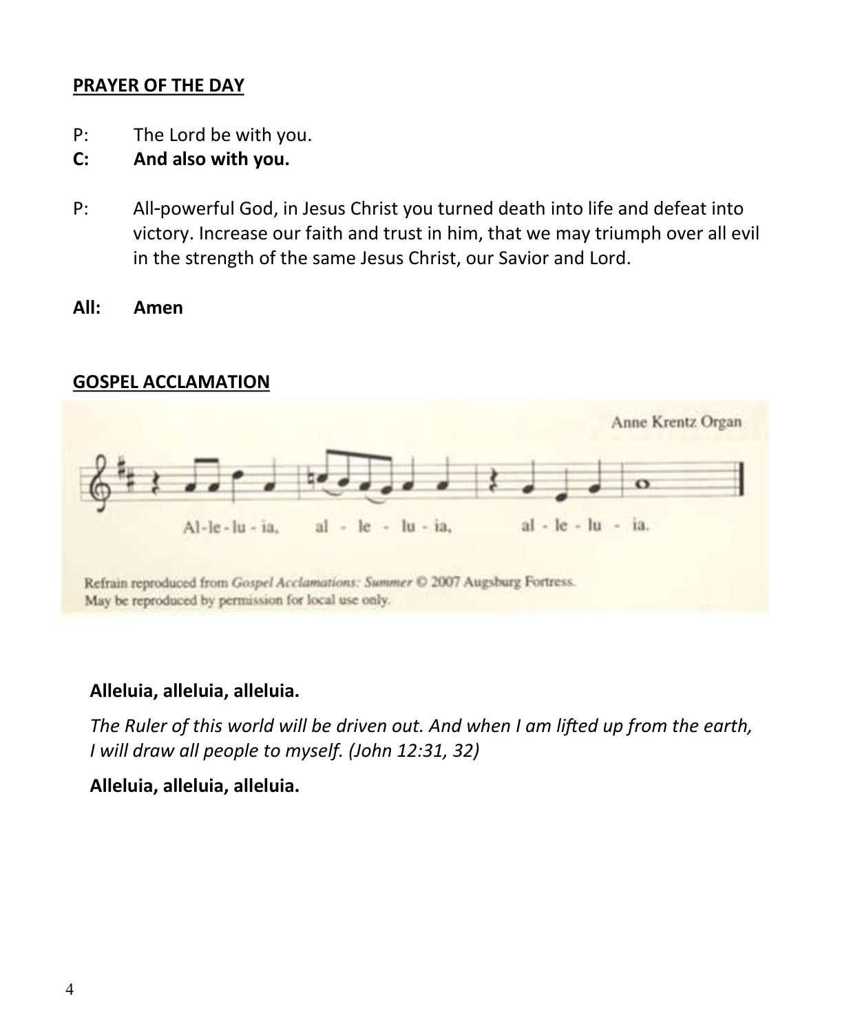**PRAYER OF THE DAY**

P: The Lord be with you.

**C: And also with you.**

P: All-powerful God, in Jesus Christ you turned death into life and defeat into victory. Increase our faith and trust in him, that we may triumph over all evil in the strength of the same Jesus Christ, our Savior and Lord.

**All: Amen**

**GOSPEL ACCLAMATION**

Anne Krentz Organ

Al-le-lu-ia, al - le - lu - ia, al - le - lu - ia.

Refrain reproduced from *Gospel Acclamations: Summer* © 2007 Augsburg Fortress. May be reproduced by permission for local use only.

**Alleluia, alleluia, alleluia.**

*The Ruler of this world will be driven out. And when I am lifted up from the earth, I will draw all people to myself. (John 12:31, 32)*

**Alleluia, alleluia, alleluia.**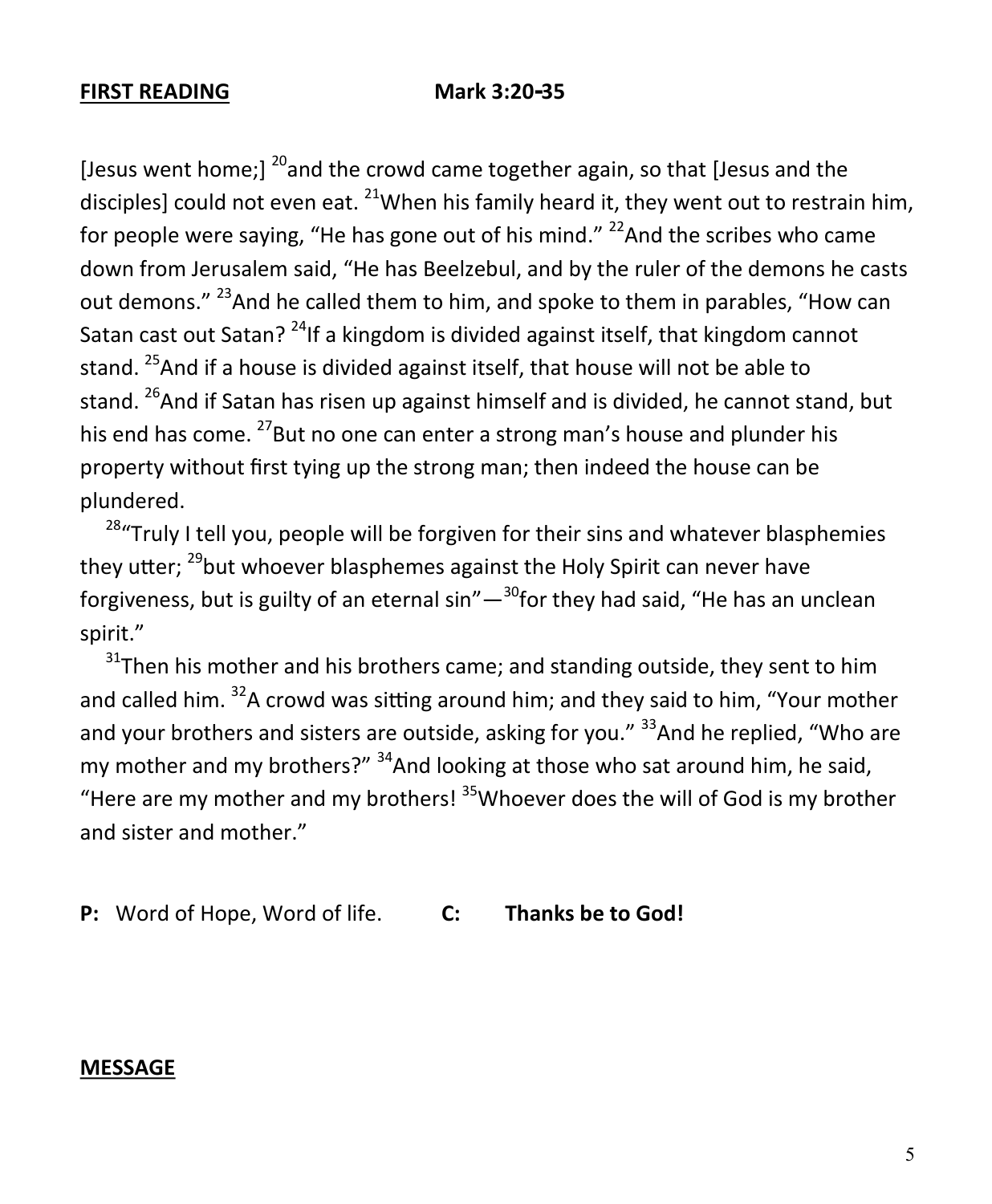**FIRST READING** **Mark 3:20-35**

[Jesus went home;] [20]and the crowd came together again, so that [Jesus and the disciples] could not even eat. [21]When his family heard it, they went out to restrain him, for people were saying, "He has gone out of his mind." [22]And the scribes who came down from Jerusalem said, "He has Beelzebul, and by the ruler of the demons he casts out demons." [23]And he called them to him, and spoke to them in parables, "How can Satan cast out Satan? [24]If a kingdom is divided against itself, that kingdom cannot stand. [25]And if a house is divided against itself, that house will not be able to stand. [26]And if Satan has risen up against himself and is divided, he cannot stand, but his end has come. [27]But no one can enter a strong man's house and plunder his property without first tying up the strong man; then indeed the house can be plundered.

[28]"Truly I tell you, people will be forgiven for their sins and whatever blasphemies they utter; [29]but whoever blasphemes against the Holy Spirit can never have forgiveness, but is guilty of an eternal sin"—[30]for they had said, "He has an unclean spirit."

[31]Then his mother and his brothers came; and standing outside, they sent to him and called him. [32]A crowd was sitting around him; and they said to him, "Your mother and your brothers and sisters are outside, asking for you." [33]And he replied, "Who are my mother and my brothers?" [34]And looking at those who sat around him, he said, "Here are my mother and my brothers! [35]Whoever does the will of God is my brother and sister and mother."

**P:** Word of Hope, Word of life. **C:** **Thanks be to God!**

**MESSAGE**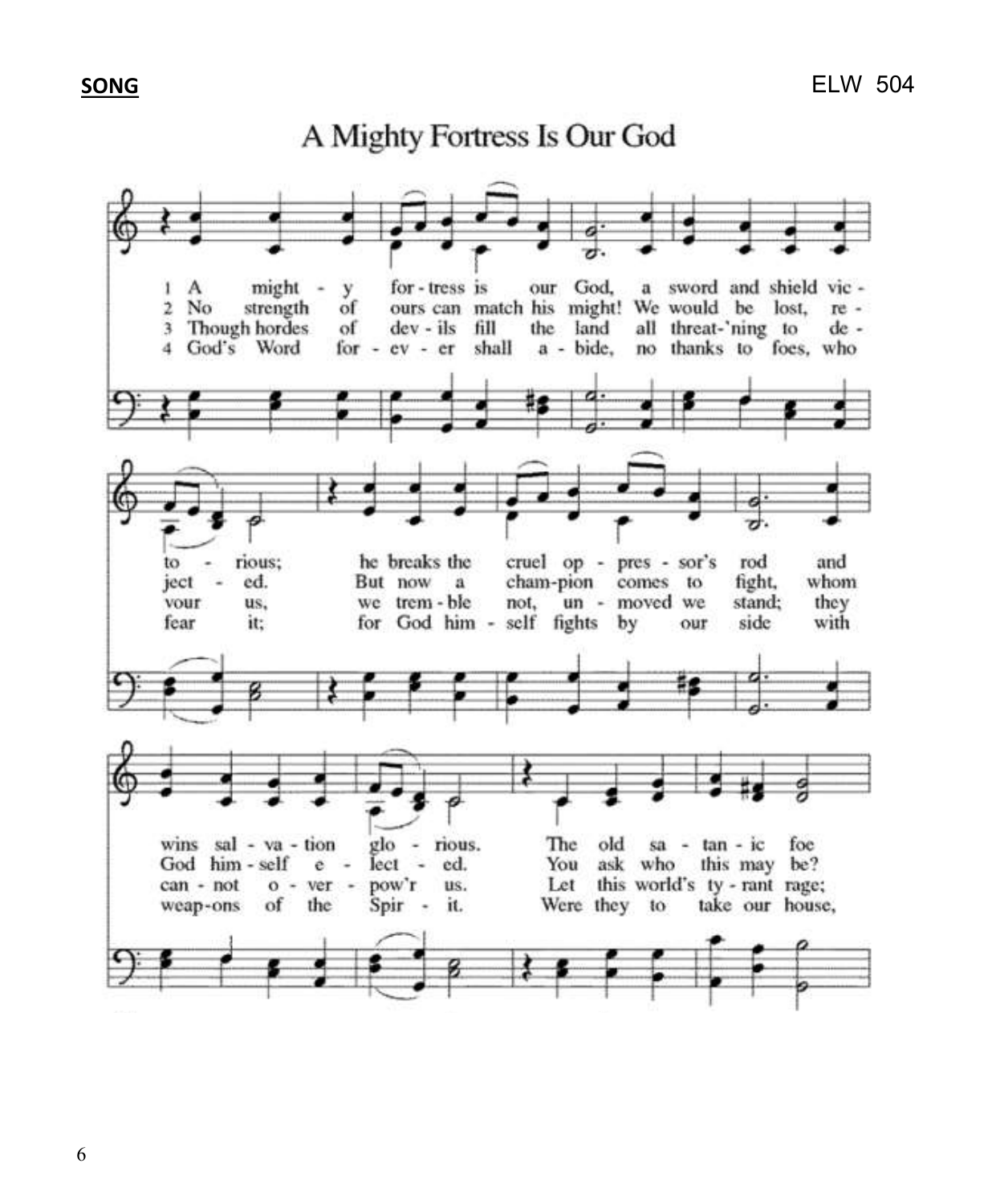**SONG** ELW 504

# A Mighty Fortress Is Our God

1 A mighty fortress is our God, a sword and shield victorious; he breaks the cruel oppressor's rod and wins salvation glorious. The old satanic foe

2 No strength of ours can match his might! We would be lost, rejected. But now a champion comes to fight, whom God himself elected. You ask who this may be?

3 Though hordes of devils fill the land all threat'ning to devour us, we tremble not, unmoved we stand; they cannot overpow'r us. Let this world's tyrant rage;

4 God's Word forever shall abide, no thanks to foes, who fear it; for God himself fights by our side with weapons of the Spirit. Were they to take our house,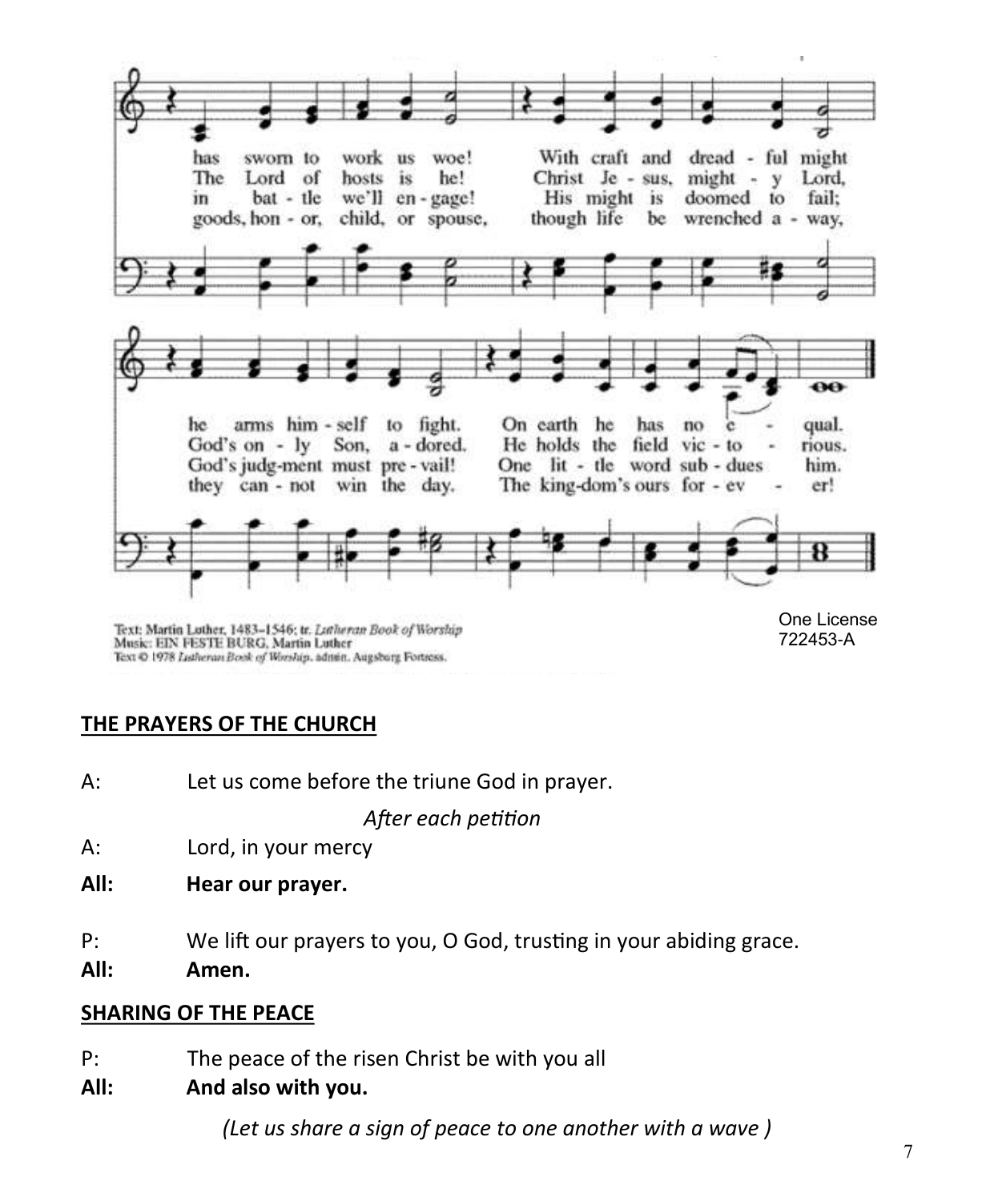has sworn to work us woe! With craft and dread - ful might
The Lord of hosts is he! Christ Je - sus, might - y Lord,
in bat - tle we'll en - gage! His might is doomed to fail;
goods, hon - or, child, or spouse, though life be wrenched a - way,

he arms him - self to fight. On earth he has no e - qual.
God's on - ly Son, a - dored. He holds the field vic - to - rious.
God's judg-ment must pre - vail! One lit - tle word sub - dues him.
they can - not win the day. The king-dom's ours for - ev - er!

Text: Martin Luther, 1483–1546; tr. *Lutheran Book of Worship*
Music: EIN FESTE BURG, Martin Luther
Text © 1978 *Lutheran Book of Worship*, admin. Augsburg Fortress.

One License
722453-A

## THE PRAYERS OF THE CHURCH

A: Let us come before the triune God in prayer.

*After each petition*

A: Lord, in your mercy

**All: Hear our prayer.**

P: We lift our prayers to you, O God, trusting in your abiding grace.

**All: Amen.**

## SHARING OF THE PEACE

P: The peace of the risen Christ be with you all

**All: And also with you.**

*(Let us share a sign of peace to one another with a wave )*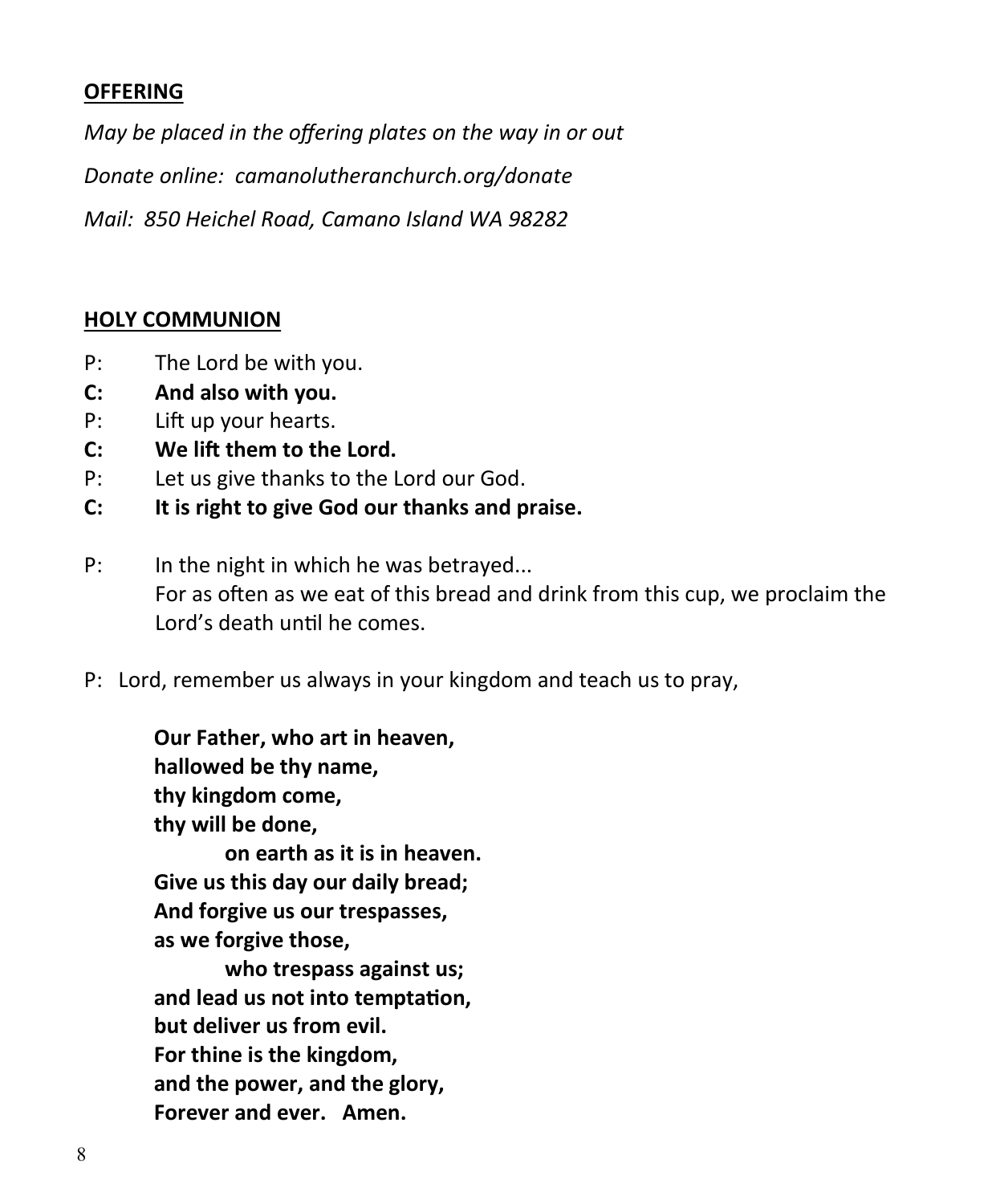**OFFERING**

*May be placed in the offering plates on the way in or out*

*Donate online: camanolutheranchurch.org/donate*

*Mail: 850 Heichel Road, Camano Island WA 98282*

**HOLY COMMUNION**

P: The Lord be with you.

**C: And also with you.**

P: Lift up your hearts.

**C: We lift them to the Lord.**

P: Let us give thanks to the Lord our God.

**C: It is right to give God our thanks and praise.**

P: In the night in which he was betrayed...
For as often as we eat of this bread and drink from this cup, we proclaim the Lord's death until he comes.

P: Lord, remember us always in your kingdom and teach us to pray,

**Our Father, who art in heaven,**
**hallowed be thy name,**
**thy kingdom come,**
**thy will be done,**
**on earth as it is in heaven.**
**Give us this day our daily bread;**
**And forgive us our trespasses,**
**as we forgive those,**
**who trespass against us;**
**and lead us not into temptation,**
**but deliver us from evil.**
**For thine is the kingdom,**
**and the power, and the glory,**
**Forever and ever. Amen.**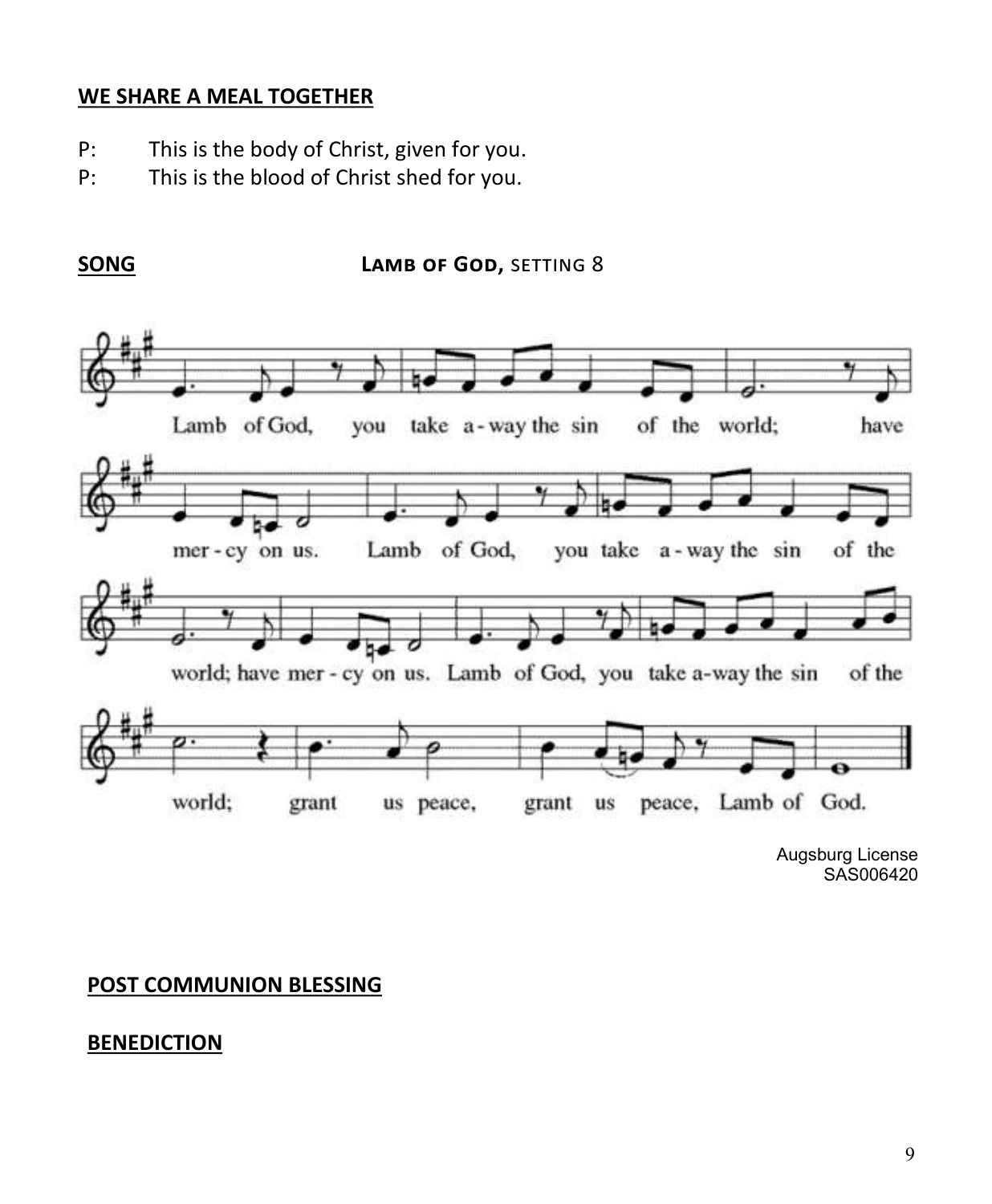**WE SHARE A MEAL TOGETHER**

P: This is the body of Christ, given for you.

P: This is the blood of Christ shed for you.

**SONG** **LAMB OF GOD,** SETTING 8

Lamb of God, you take away the sin of the world; have mercy on us. Lamb of God, you take away the sin of the world; have mercy on us. Lamb of God, you take away the sin of the world; grant us peace, grant us peace, Lamb of God.

Augsburg License
SAS006420

**POST COMMUNION BLESSING**

**BENEDICTION**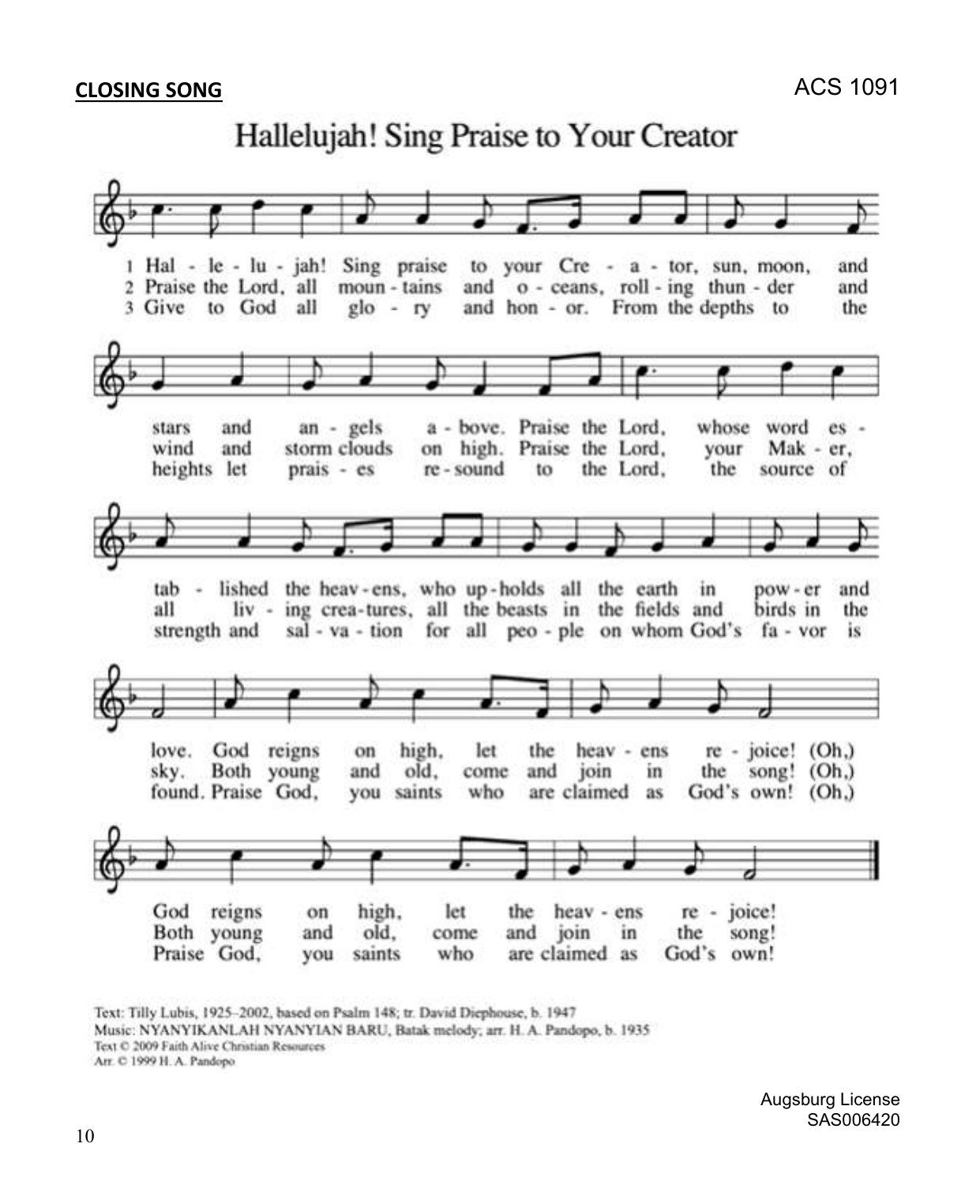**CLOSING SONG**

ACS 1091

# Hallelujah! Sing Praise to Your Creator

1 Hal - le - lu - jah! Sing praise to your Cre - a - tor, sun, moon, and stars and an - gels a - bove. Praise the Lord, whose word es - tab - lished the heav - ens, who up - holds all the earth in pow - er and love. God reigns on high, let the heav - ens re - joice! (Oh,) God reigns on high, let the heav - ens re - joice!

2 Praise the Lord, all moun - tains and o - ceans, roll - ing thun - der and wind and storm clouds on high. Praise the Lord, your Mak - er, all liv - ing crea - tures, all the beasts in the fields and birds in the sky. Both young and old, come and join in the song! (Oh,) Both young and old, come and join in the song!

3 Give to God all glo - ry and hon - or. From the depths to the heights let prais - es re - sound to the Lord, the source of strength and sal - va - tion for all peo - ple on whom God's fa - vor is found. Praise God, you saints who are claimed as God's own! (Oh,) Praise God, you saints who are claimed as God's own!

Text: Tilly Lubis, 1925–2002, based on Psalm 148; tr. David Diephouse, b. 1947
Music: NYANYIKANLAH NYANYIAN BARU, Batak melody; arr. H. A. Pandopo, b. 1935
Text © 2009 Faith Alive Christian Resources
Arr. © 1999 H. A. Pandopo

Augsburg License
SAS006420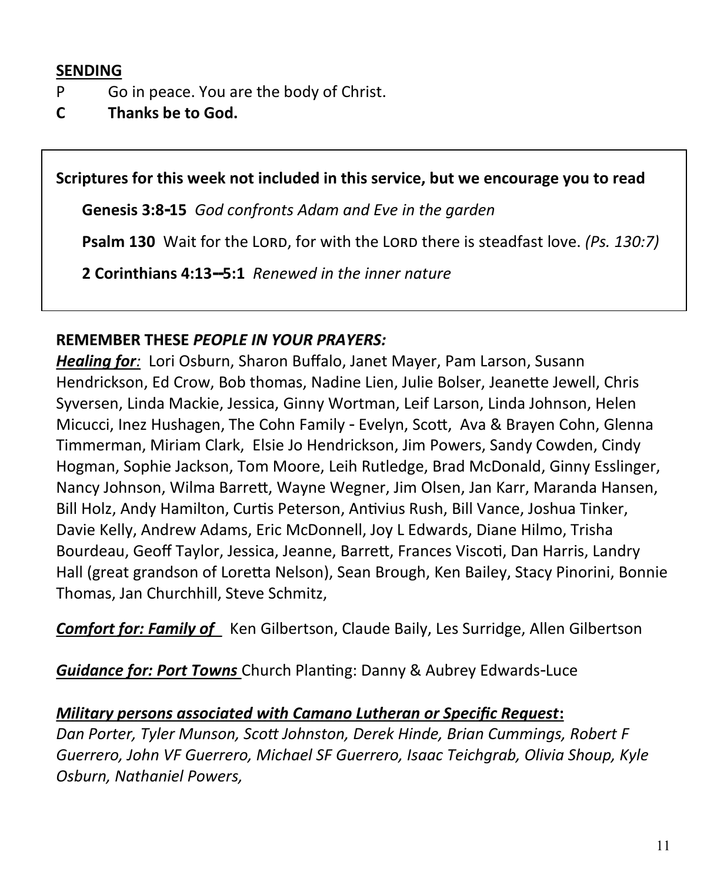**SENDING**

P Go in peace. You are the body of Christ.

**C Thanks be to God.**

**Scriptures for this week not included in this service, but we encourage you to read**

**Genesis 3:8-15** *God confronts Adam and Eve in the garden*

**Psalm 130** Wait for the LORD, for with the LORD there is steadfast love. *(Ps. 130:7)*

**2 Corinthians 4:13--5:1** *Renewed in the inner nature*

**REMEMBER THESE *PEOPLE IN YOUR PRAYERS:***

***Healing for:*** Lori Osburn, Sharon Buffalo, Janet Mayer, Pam Larson, Susann Hendrickson, Ed Crow, Bob thomas, Nadine Lien, Julie Bolser, Jeanette Jewell, Chris Syversen, Linda Mackie, Jessica, Ginny Wortman, Leif Larson, Linda Johnson, Helen Micucci, Inez Hushagen, The Cohn Family - Evelyn, Scott, Ava & Brayen Cohn, Glenna Timmerman, Miriam Clark, Elsie Jo Hendrickson, Jim Powers, Sandy Cowden, Cindy Hogman, Sophie Jackson, Tom Moore, Leih Rutledge, Brad McDonald, Ginny Esslinger, Nancy Johnson, Wilma Barrett, Wayne Wegner, Jim Olsen, Jan Karr, Maranda Hansen, Bill Holz, Andy Hamilton, Curtis Peterson, Antivius Rush, Bill Vance, Joshua Tinker, Davie Kelly, Andrew Adams, Eric McDonnell, Joy L Edwards, Diane Hilmo, Trisha Bourdeau, Geoff Taylor, Jessica, Jeanne, Barrett, Frances Viscoti, Dan Harris, Landry Hall (great grandson of Loretta Nelson), Sean Brough, Ken Bailey, Stacy Pinorini, Bonnie Thomas, Jan Churchhill, Steve Schmitz,

***Comfort for: Family of*** Ken Gilbertson, Claude Baily, Les Surridge, Allen Gilbertson

***Guidance for: Port Towns*** Church Planting: Danny & Aubrey Edwards-Luce

***Military persons associated with Camano Lutheran or Specific Request*:**

*Dan Porter, Tyler Munson, Scott Johnston, Derek Hinde, Brian Cummings, Robert F Guerrero, John VF Guerrero, Michael SF Guerrero, Isaac Teichgrab, Olivia Shoup, Kyle Osburn, Nathaniel Powers,*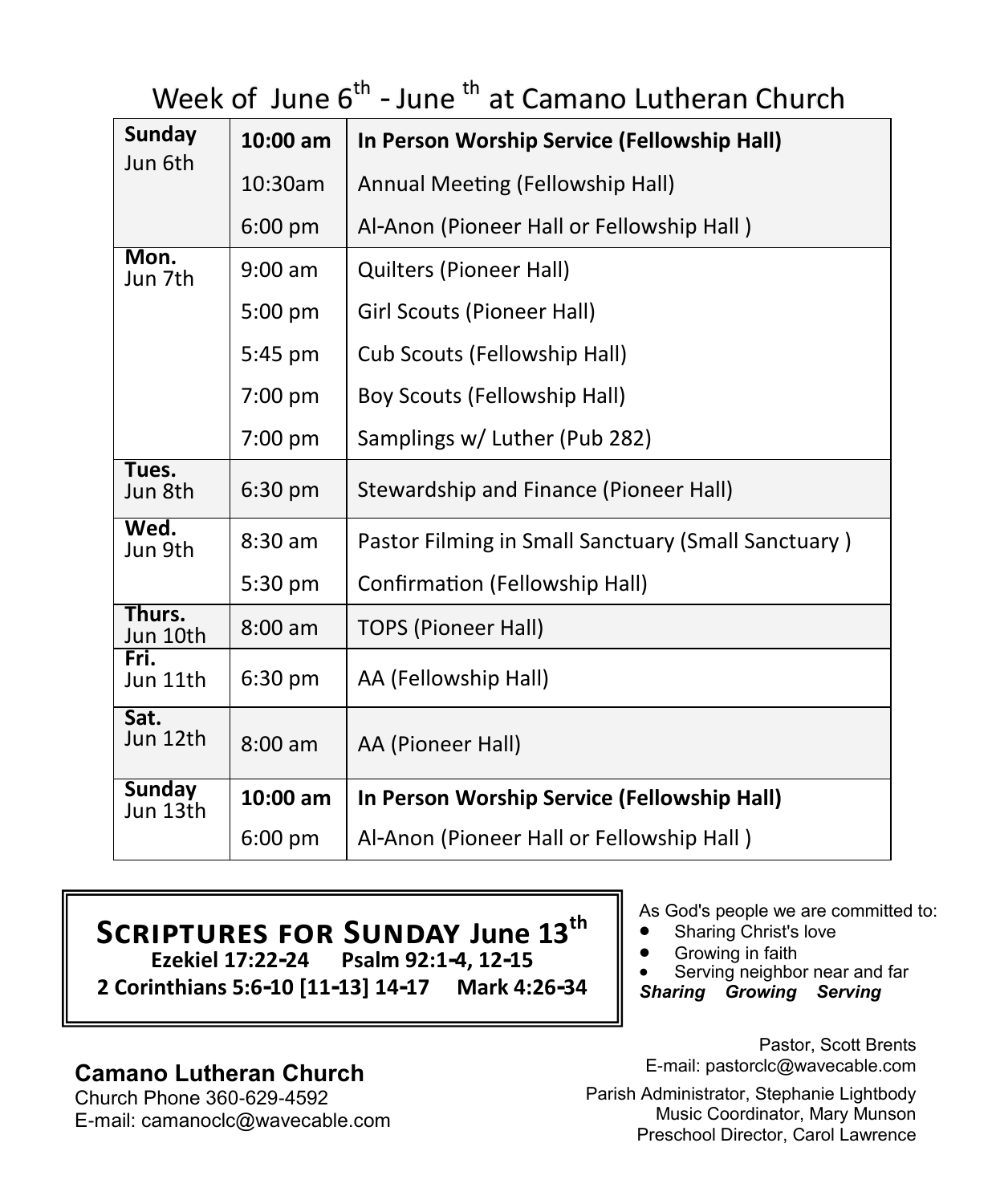# Week of June 6th - June th at Camano Lutheran Church

| | | |
|---|---|---|
| **Sunday** Jun 6th | **10:00 am** | **In Person Worship Service (Fellowship Hall)** |
| | 10:30am | Annual Meeting (Fellowship Hall) |
| | 6:00 pm | Al-Anon (Pioneer Hall or Fellowship Hall ) |
| **Mon.** Jun 7th | 9:00 am | Quilters (Pioneer Hall) |
| | 5:00 pm | Girl Scouts (Pioneer Hall) |
| | 5:45 pm | Cub Scouts (Fellowship Hall) |
| | 7:00 pm | Boy Scouts (Fellowship Hall) |
| | 7:00 pm | Samplings w/ Luther (Pub 282) |
| **Tues.** Jun 8th | 6:30 pm | Stewardship and Finance (Pioneer Hall) |
| **Wed.** Jun 9th | 8:30 am | Pastor Filming in Small Sanctuary (Small Sanctuary ) |
| | 5:30 pm | Confirmation (Fellowship Hall) |
| **Thurs.** Jun 10th | 8:00 am | TOPS (Pioneer Hall) |
| **Fri.** Jun 11th | 6:30 pm | AA (Fellowship Hall) |
| **Sat.** Jun 12th | 8:00 am | AA (Pioneer Hall) |
| **Sunday** Jun 13th | **10:00 am** | **In Person Worship Service (Fellowship Hall)** |
| | 6:00 pm | Al-Anon (Pioneer Hall or Fellowship Hall ) |

## SCRIPTURES FOR SUNDAY June 13th

**Ezekiel 17:22-24 Psalm 92:1-4, 12-15**

**2 Corinthians 5:6-10 [11-13] 14-17 Mark 4:26-34**

As God's people we are committed to:

- Sharing Christ's love
- Growing in faith
- Serving neighbor near and far

***Sharing Growing Serving***

**Camano Lutheran Church**
Church Phone 360-629-4592
E-mail: camanoclc@wavecable.com

Pastor, Scott Brents
E-mail: pastorclc@wavecable.com

Parish Administrator, Stephanie Lightbody
Music Coordinator, Mary Munson
Preschool Director, Carol Lawrence